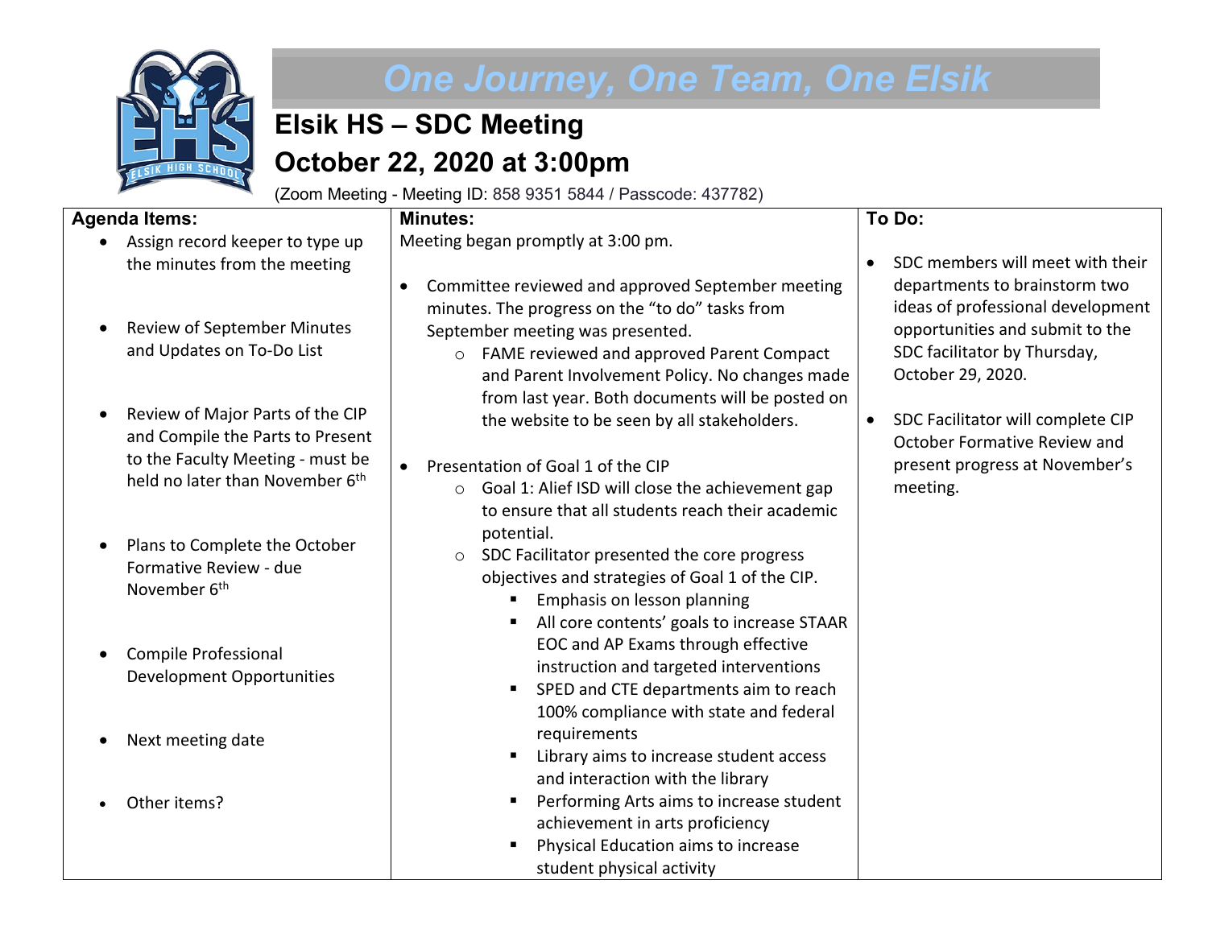# One Journey, One Team, One Elsik

## Elsik HS – SDC Meeting

## October 22, 2020 at 3:00pm

(Zoom Meeting - Meeting ID: 858 9351 5844 / Passcode: 437782)

| Agenda Items: | Minutes: | To Do: |
|---|---|---|
| • Assign record keeper to type up the minutes from the meeting<br><br>• Review of September Minutes and Updates on To-Do List<br><br>• Review of Major Parts of the CIP and Compile the Parts to Present to the Faculty Meeting - must be held no later than November 6th<br><br>• Plans to Complete the October Formative Review - due November 6th<br><br>• Compile Professional Development Opportunities<br><br>• Next meeting date<br><br>• Other items? | Meeting began promptly at 3:00 pm.<br><br>• Committee reviewed and approved September meeting minutes. The progress on the "to do" tasks from September meeting was presented.<br>&nbsp;&nbsp;&nbsp;&nbsp;○ FAME reviewed and approved Parent Compact and Parent Involvement Policy. No changes made from last year. Both documents will be posted on the website to be seen by all stakeholders.<br><br>• Presentation of Goal 1 of the CIP<br>&nbsp;&nbsp;&nbsp;&nbsp;○ Goal 1: Alief ISD will close the achievement gap to ensure that all students reach their academic potential.<br>&nbsp;&nbsp;&nbsp;&nbsp;○ SDC Facilitator presented the core progress objectives and strategies of Goal 1 of the CIP.<br>&nbsp;&nbsp;&nbsp;&nbsp;&nbsp;&nbsp;&nbsp;&nbsp;▪ Emphasis on lesson planning<br>&nbsp;&nbsp;&nbsp;&nbsp;&nbsp;&nbsp;&nbsp;&nbsp;▪ All core contents' goals to increase STAAR EOC and AP Exams through effective instruction and targeted interventions<br>&nbsp;&nbsp;&nbsp;&nbsp;&nbsp;&nbsp;&nbsp;&nbsp;▪ SPED and CTE departments aim to reach 100% compliance with state and federal requirements<br>&nbsp;&nbsp;&nbsp;&nbsp;&nbsp;&nbsp;&nbsp;&nbsp;▪ Library aims to increase student access and interaction with the library<br>&nbsp;&nbsp;&nbsp;&nbsp;&nbsp;&nbsp;&nbsp;&nbsp;▪ Performing Arts aims to increase student achievement in arts proficiency<br>&nbsp;&nbsp;&nbsp;&nbsp;&nbsp;&nbsp;&nbsp;&nbsp;▪ Physical Education aims to increase student physical activity | • SDC members will meet with their departments to brainstorm two ideas of professional development opportunities and submit to the SDC facilitator by Thursday, October 29, 2020.<br><br>• SDC Facilitator will complete CIP October Formative Review and present progress at November's meeting. |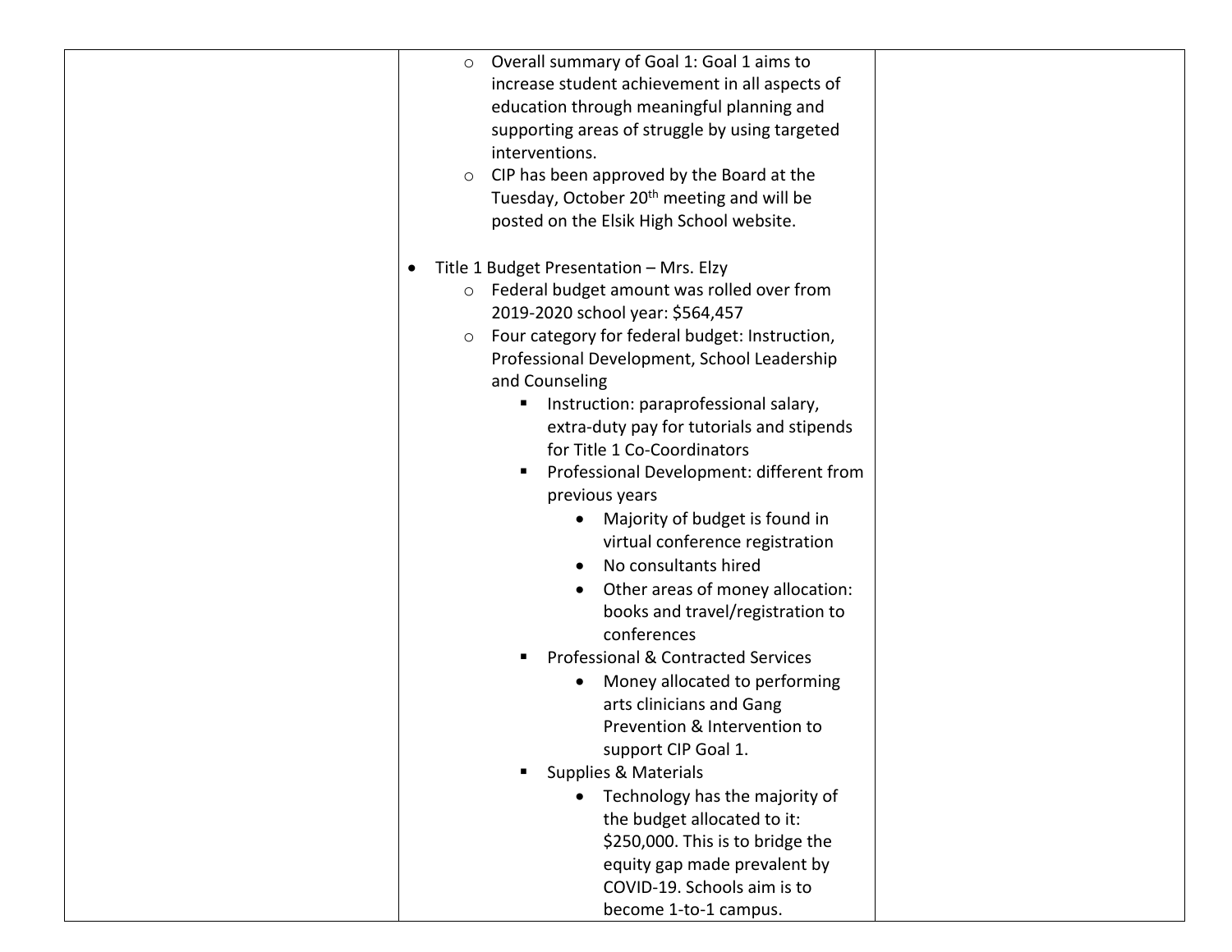| | | |
|---|---|---|
| | <ul><li>Overall summary of Goal 1: Goal 1 aims to increase student achievement in all aspects of education through meaningful planning and supporting areas of struggle by using targeted interventions.</li><li>CIP has been approved by the Board at the Tuesday, October 20th meeting and will be posted on the Elsik High School website.</li></ul><ul><li>Title 1 Budget Presentation – Mrs. Elzy<ul><li>Federal budget amount was rolled over from 2019-2020 school year: $564,457</li><li>Four category for federal budget: Instruction, Professional Development, School Leadership and Counseling<ul><li>Instruction: paraprofessional salary, extra-duty pay for tutorials and stipends for Title 1 Co-Coordinators</li><li>Professional Development: different from previous years<ul><li>Majority of budget is found in virtual conference registration</li><li>No consultants hired</li><li>Other areas of money allocation: books and travel/registration to conferences</li></ul></li><li>Professional & Contracted Services<ul><li>Money allocated to performing arts clinicians and Gang Prevention & Intervention to support CIP Goal 1.</li></ul></li><li>Supplies & Materials<ul><li>Technology has the majority of the budget allocated to it: $250,000. This is to bridge the equity gap made prevalent by COVID-19. Schools aim is to become 1-to-1 campus.</li></ul></li></ul></li></ul></li></ul> | |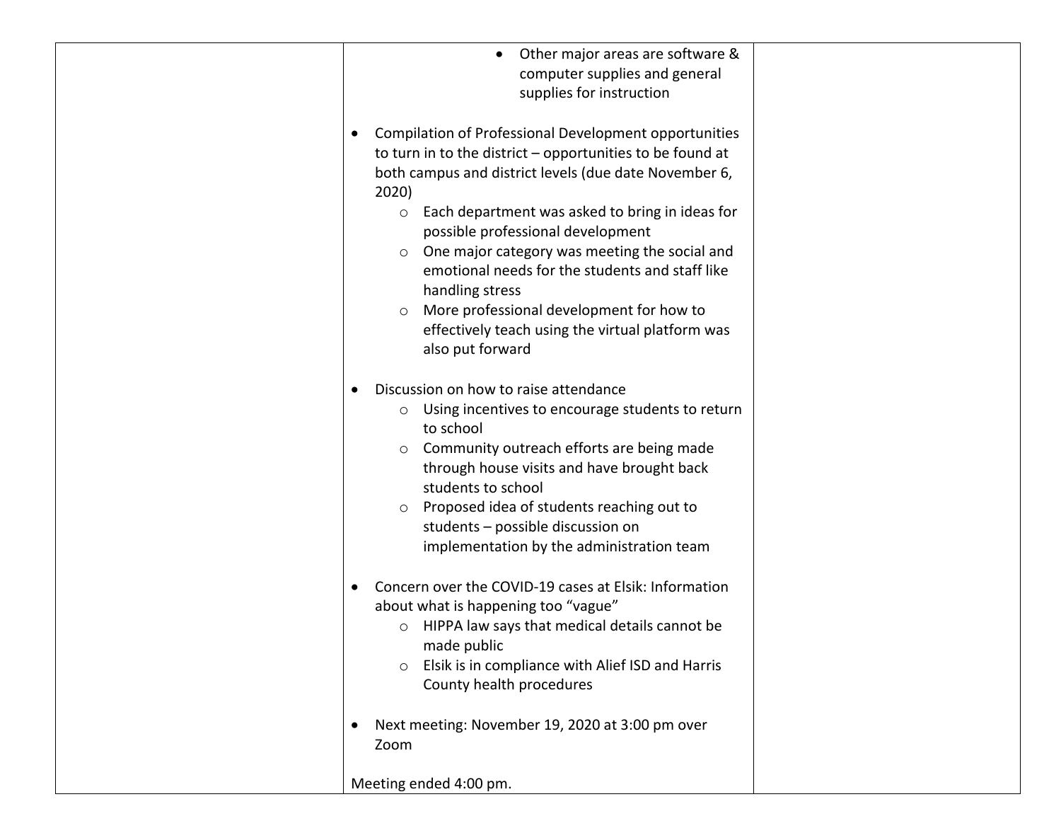| | | |
|---|---|---|
| | - Other major areas are software & computer supplies and general supplies for instruction<br><br>- Compilation of Professional Development opportunities to turn in to the district – opportunities to be found at both campus and district levels (due date November 6, 2020)<br>  - Each department was asked to bring in ideas for possible professional development<br>  - One major category was meeting the social and emotional needs for the students and staff like handling stress<br>  - More professional development for how to effectively teach using the virtual platform was also put forward<br><br>- Discussion on how to raise attendance<br>  - Using incentives to encourage students to return to school<br>  - Community outreach efforts are being made through house visits and have brought back students to school<br>  - Proposed idea of students reaching out to students – possible discussion on implementation by the administration team<br><br>- Concern over the COVID-19 cases at Elsik: Information about what is happening too "vague"<br>  - HIPPA law says that medical details cannot be made public<br>  - Elsik is in compliance with Alief ISD and Harris County health procedures<br><br>- Next meeting: November 19, 2020 at 3:00 pm over Zoom<br><br>Meeting ended 4:00 pm. | |